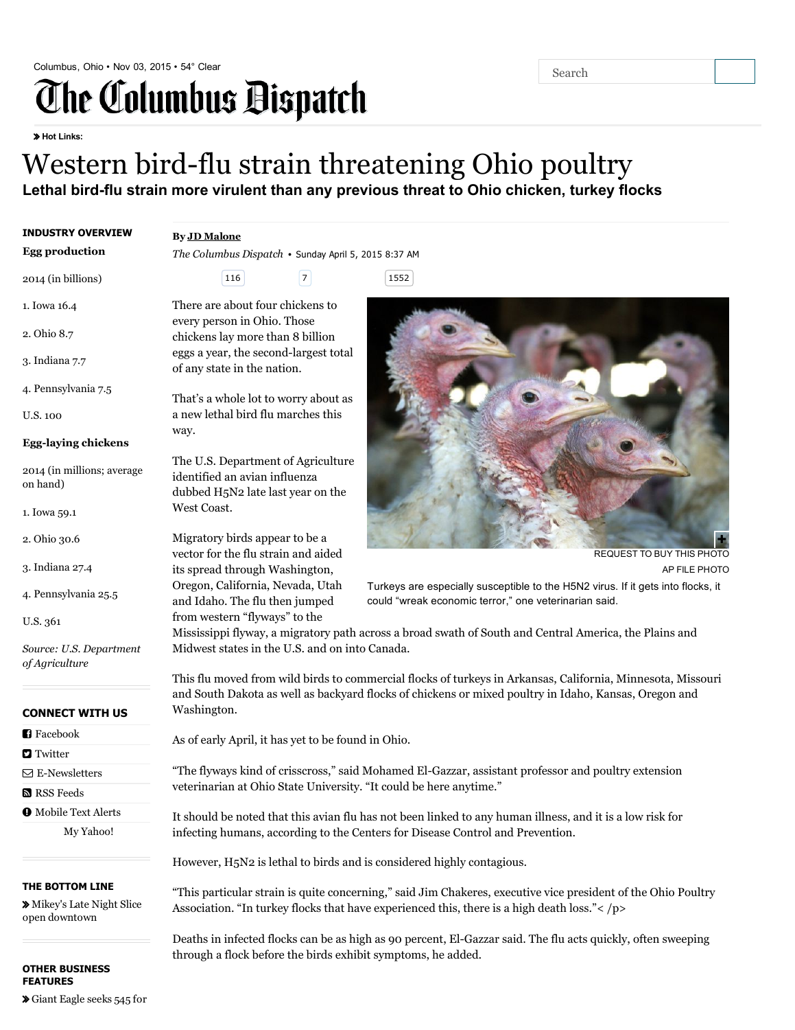# Western bird-flu strain threatening Ohio poultry

**Lethal bird-flu strain more virulent than any previous threat to Ohio chicken, turkey flocks**

By JD Malone

*The Columbus Dispatch* • Sunday April 5, 2015 8:37 AM

There are about four chickens to every person in Ohio. Those chickens lay more than 8 billion eggs a year, the second-largest total of any state in the nation.

That's a whole lot to worry about as a new lethal bird flu marches this way.

The U.S. Department of Agriculture identified an avian influenza dubbed H5N2 late last year on the West Coast.

Migratory birds appear to be a vector for the flu strain and aided its spread through Washington, Oregon, California, Nevada, Utah and Idaho. The flu then jumped from western "flyways" to the Mississippi flyway, a migratory path across a broad swath of South and Central America, the Plains and Midwest states in the U.S. and on into Canada.

REQUEST TO BUY THIS PHOTO

AP FILE PHOTO

Turkeys are especially susceptible to the H5N2 virus. If it gets into flocks, it could "wreak economic terror," one veterinarian said.

This flu moved from wild birds to commercial flocks of turkeys in Arkansas, California, Minnesota, Missouri and South Dakota as well as backyard flocks of chickens or mixed poultry in Idaho, Kansas, Oregon and Washington.

As of early April, it has yet to be found in Ohio.

"The flyways kind of crisscross," said Mohamed El-Gazzar, assistant professor and poultry extension veterinarian at Ohio State University. "It could be here anytime."

It should be noted that this avian flu has not been linked to any human illness, and it is a low risk for infecting humans, according to the Centers for Disease Control and Prevention.

However, H5N2 is lethal to birds and is considered highly contagious.

"This particular strain is quite concerning," said Jim Chakeres, executive vice president of the Ohio Poultry Association. "In turkey flocks that have experienced this, there is a high death loss."< /p>

Deaths in infected flocks can be as high as 90 percent, El-Gazzar said. The flu acts quickly, often sweeping through a flock before the birds exhibit symptoms, he added.

**INDUSTRY OVERVIEW**

**Egg production**

2014 (in billions)

1. Iowa 16.4
2. Ohio 8.7
3. Indiana 7.7
4. Pennsylvania 7.5

U.S. 100

**Egg-laying chickens**

2014 (in millions; average on hand)

1. Iowa 59.1
2. Ohio 30.6
3. Indiana 27.4
4. Pennsylvania 25.5

U.S. 361

*Source: U.S. Department of Agriculture*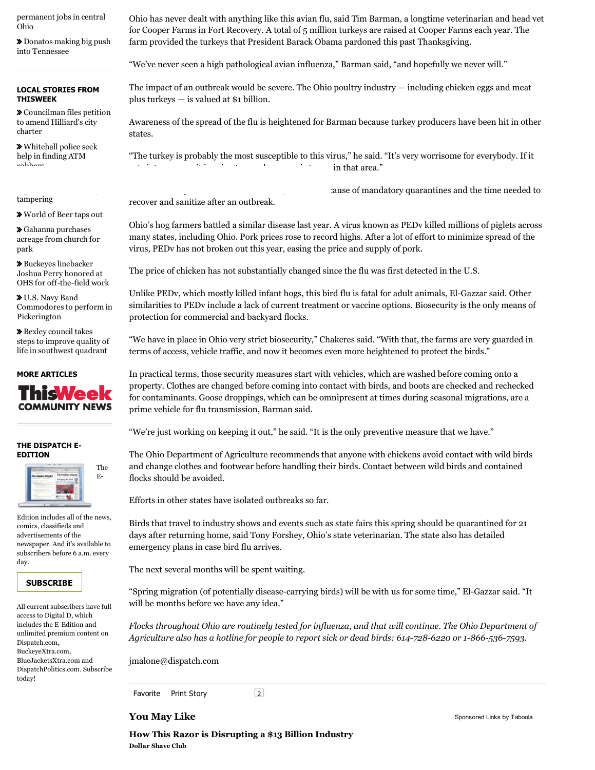Ohio has never dealt with anything like this avian flu, said Tim Barman, a longtime veterinarian and head vet for Cooper Farms in Fort Recovery. A total of 5 million turkeys are raised at Cooper Farms each year. The farm provided the turkeys that President Barack Obama pardoned this past Thanksgiving.

"We've never seen a high pathological avian influenza," Barman said, "and hopefully we never will."

The impact of an outbreak would be severe. The Ohio poultry industry — including chicken eggs and meat plus turkeys — is valued at $1 billion.

Awareness of the spread of the flu is heightened for Barman because turkey producers have been hit in other states.

"The turkey is probably the most susceptible to this virus," he said. "It's very worrisome for everybody. If it ... in that area."

... cause of mandatory quarantines and the time needed to recover and sanitize after an outbreak.

Ohio's hog farmers battled a similar disease last year. A virus known as PEDv killed millions of piglets across many states, including Ohio. Pork prices rose to record highs. After a lot of effort to minimize spread of the virus, PEDv has not broken out this year, easing the price and supply of pork.

The price of chicken has not substantially changed since the flu was first detected in the U.S.

Unlike PEDv, which mostly killed infant hogs, this bird flu is fatal for adult animals, El-Gazzar said. Other similarities to PEDv include a lack of current treatment or vaccine options. Biosecurity is the only means of protection for commercial and backyard flocks.

"We have in place in Ohio very strict biosecurity," Chakeres said. "With that, the farms are very guarded in terms of access, vehicle traffic, and now it becomes even more heightened to protect the birds."

In practical terms, those security measures start with vehicles, which are washed before coming onto a property. Clothes are changed before coming into contact with birds, and boots are checked and rechecked for contaminants. Goose droppings, which can be omnipresent at times during seasonal migrations, are a prime vehicle for flu transmission, Barman said.

"We're just working on keeping it out," he said. "It is the only preventive measure that we have."

The Ohio Department of Agriculture recommends that anyone with chickens avoid contact with wild birds and change clothes and footwear before handling their birds. Contact between wild birds and contained flocks should be avoided.

Efforts in other states have isolated outbreaks so far.

Birds that travel to industry shows and events such as state fairs this spring should be quarantined for 21 days after returning home, said Tony Forshey, Ohio's state veterinarian. The state also has detailed emergency plans in case bird flu arrives.

The next several months will be spent waiting.

"Spring migration (of potentially disease-carrying birds) will be with us for some time," El-Gazzar said. "It will be months before we have any idea."

*Flocks throughout Ohio are routinely tested for influenza, and that will continue. The Ohio Department of Agriculture also has a hotline for people to report sick or dead birds: 614-728-6220 or 1-866-536-7593.*

jmalone@dispatch.com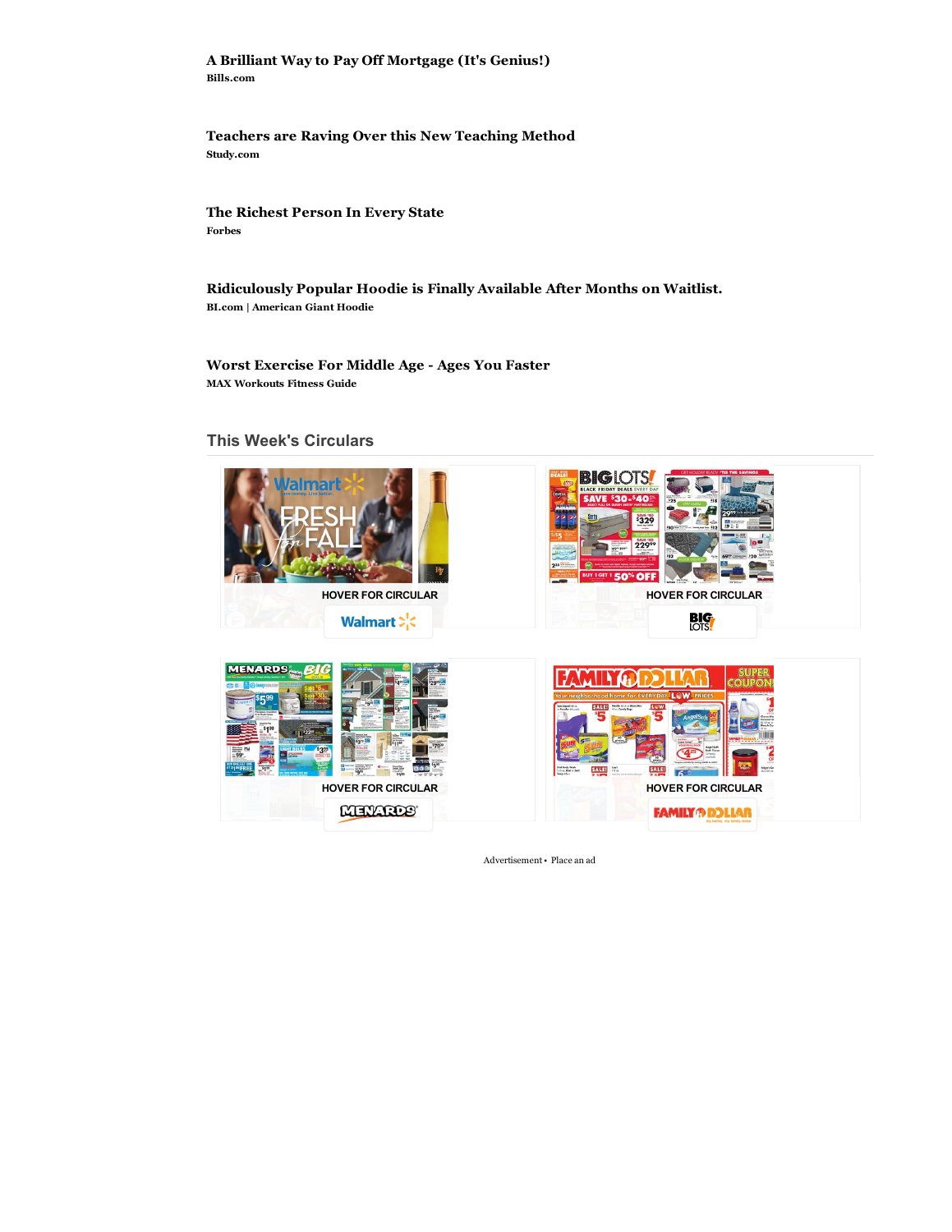**A Brilliant Way to Pay Off Mortgage (It's Genius!)**
Bills.com

**Teachers are Raving Over this New Teaching Method**
Study.com

**The Richest Person In Every State**
Forbes

**Ridiculously Popular Hoodie is Finally Available After Months on Waitlist.**
BI.com | American Giant Hoodie

**Worst Exercise For Middle Age - Ages You Faster**
MAX Workouts Fitness Guide

## This Week's Circulars

HOVER FOR CIRCULAR
Walmart

HOVER FOR CIRCULAR
BIG LOTS!

HOVER FOR CIRCULAR
MENARDS

HOVER FOR CIRCULAR
FAMILY DOLLAR

Advertisement • Place an ad